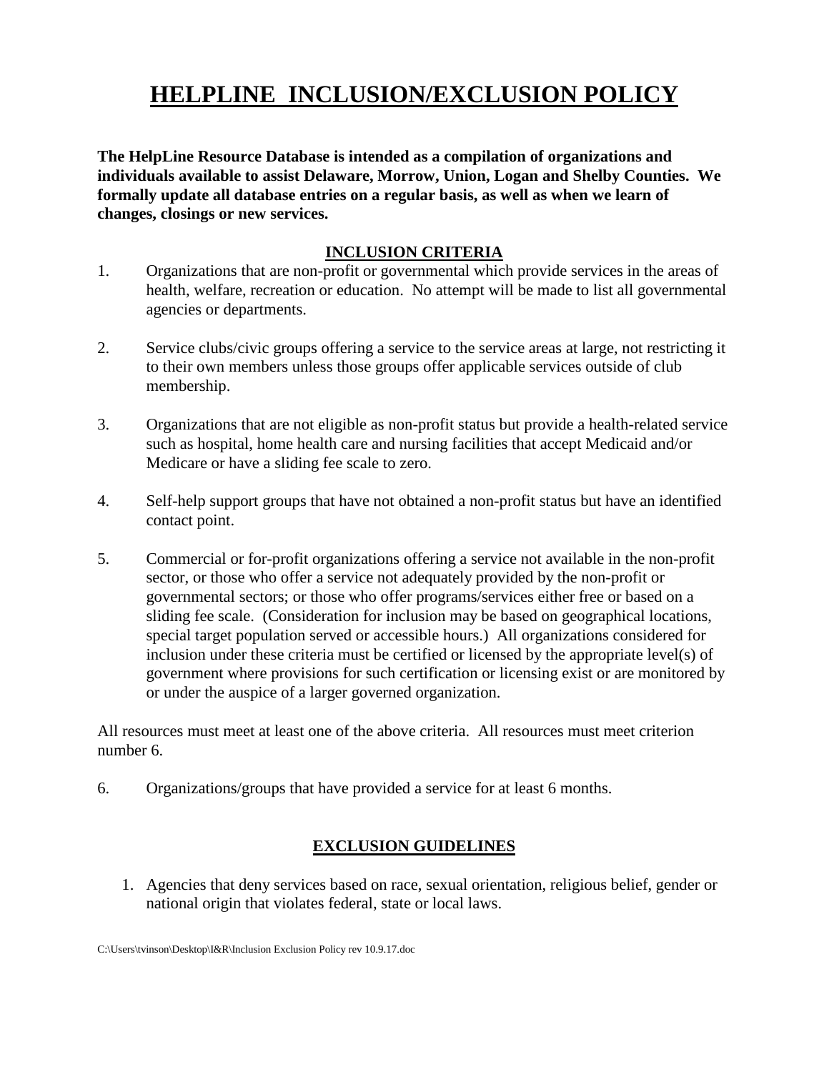# HELPLINE INCLUSION/EXCLUSION POLICY

**The HelpLine Resource Database is intended as a compilation of organizations and individuals available to assist Delaware, Morrow, Union, Logan and Shelby Counties. We formally update all database entries on a regular basis, as well as when we learn of changes, closings or new services.**

## INCLUSION CRITERIA

1. Organizations that are non-profit or governmental which provide services in the areas of health, welfare, recreation or education. No attempt will be made to list all governmental agencies or departments.

2. Service clubs/civic groups offering a service to the service areas at large, not restricting it to their own members unless those groups offer applicable services outside of club membership.

3. Organizations that are not eligible as non-profit status but provide a health-related service such as hospital, home health care and nursing facilities that accept Medicaid and/or Medicare or have a sliding fee scale to zero.

4. Self-help support groups that have not obtained a non-profit status but have an identified contact point.

5. Commercial or for-profit organizations offering a service not available in the non-profit sector, or those who offer a service not adequately provided by the non-profit or governmental sectors; or those who offer programs/services either free or based on a sliding fee scale. (Consideration for inclusion may be based on geographical locations, special target population served or accessible hours.) All organizations considered for inclusion under these criteria must be certified or licensed by the appropriate level(s) of government where provisions for such certification or licensing exist or are monitored by or under the auspice of a larger governed organization.

All resources must meet at least one of the above criteria. All resources must meet criterion number 6.

6. Organizations/groups that have provided a service for at least 6 months.

## EXCLUSION GUIDELINES

1. Agencies that deny services based on race, sexual orientation, religious belief, gender or national origin that violates federal, state or local laws.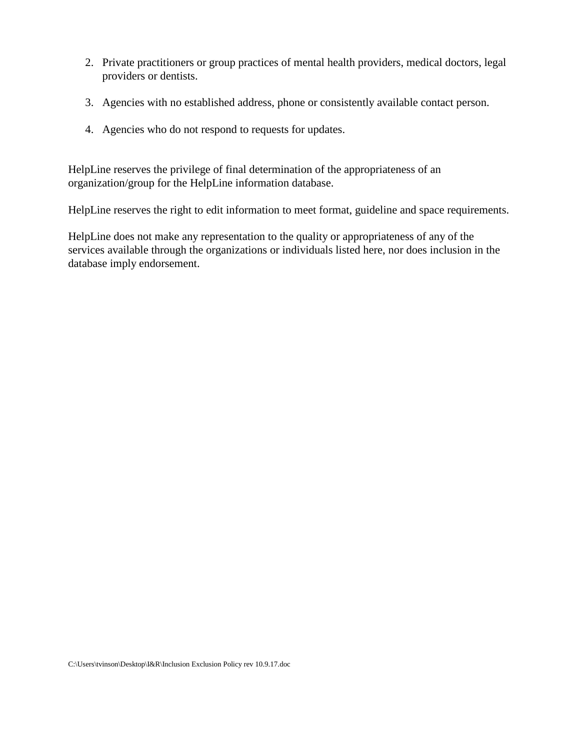2. Private practitioners or group practices of mental health providers, medical doctors, legal providers or dentists.

3. Agencies with no established address, phone or consistently available contact person.

4. Agencies who do not respond to requests for updates.

HelpLine reserves the privilege of final determination of the appropriateness of an organization/group for the HelpLine information database.

HelpLine reserves the right to edit information to meet format, guideline and space requirements.

HelpLine does not make any representation to the quality or appropriateness of any of the services available through the organizations or individuals listed here, nor does inclusion in the database imply endorsement.